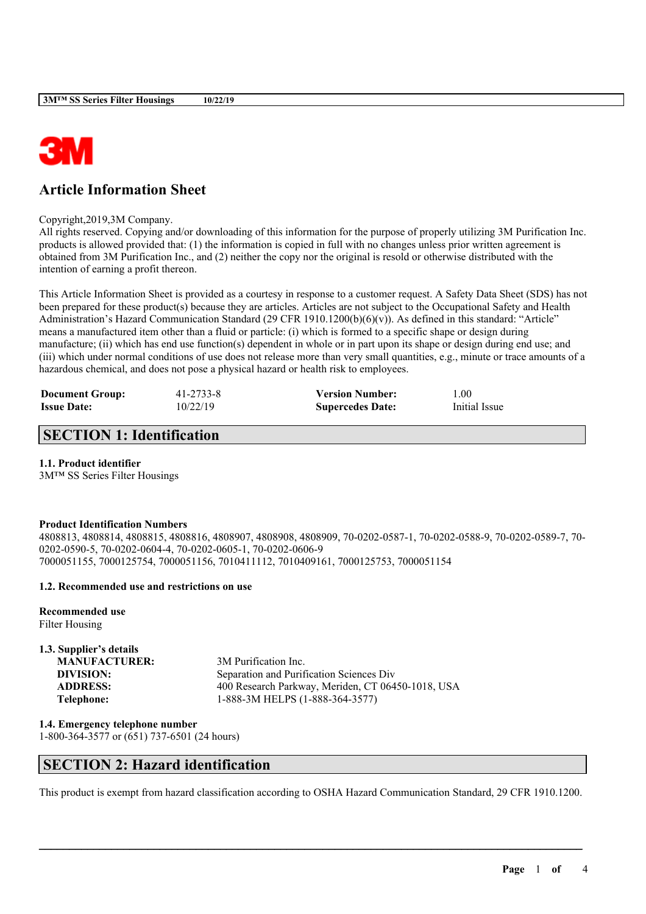# Article Information Sheet

Copyright,2019,3M Company.
All rights reserved. Copying and/or downloading of this information for the purpose of properly utilizing 3M Purification Inc. products is allowed provided that: (1) the information is copied in full with no changes unless prior written agreement is obtained from 3M Purification Inc., and (2) neither the copy nor the original is resold or otherwise distributed with the intention of earning a profit thereon.

This Article Information Sheet is provided as a courtesy in response to a customer request. A Safety Data Sheet (SDS) has not been prepared for these product(s) because they are articles. Articles are not subject to the Occupational Safety and Health Administration's Hazard Communication Standard (29 CFR 1910.1200(b)(6)(v)). As defined in this standard: "Article" means a manufactured item other than a fluid or particle: (i) which is formed to a specific shape or design during manufacture; (ii) which has end use function(s) dependent in whole or in part upon its shape or design during end use; and (iii) which under normal conditions of use does not release more than very small quantities, e.g., minute or trace amounts of a hazardous chemical, and does not pose a physical hazard or health risk to employees.

| | | | |
|---|---|---|---|
| **Document Group:** | 41-2733-8 | **Version Number:** | 1.00 |
| **Issue Date:** | 10/22/19 | **Supercedes Date:** | Initial Issue |

## SECTION 1: Identification

### 1.1. Product identifier

3M™ SS Series Filter Housings

**Product Identification Numbers**
4808813, 4808814, 4808815, 4808816, 4808907, 4808908, 4808909, 70-0202-0587-1, 70-0202-0588-9, 70-0202-0589-7, 70-0202-0590-5, 70-0202-0604-4, 70-0202-0605-1, 70-0202-0606-9
7000051155, 7000125754, 7000051156, 7010411112, 7010409161, 7000125753, 7000051154

### 1.2. Recommended use and restrictions on use

**Recommended use**
Filter Housing

### 1.3. Supplier's details

| | |
|---|---|
| **MANUFACTURER:** | 3M Purification Inc. |
| **DIVISION:** | Separation and Purification Sciences Div |
| **ADDRESS:** | 400 Research Parkway, Meriden, CT 06450-1018, USA |
| **Telephone:** | 1-888-3M HELPS (1-888-364-3577) |

### 1.4. Emergency telephone number

1-800-364-3577 or (651) 737-6501 (24 hours)

## SECTION 2: Hazard identification

This product is exempt from hazard classification according to OSHA Hazard Communication Standard, 29 CFR 1910.1200.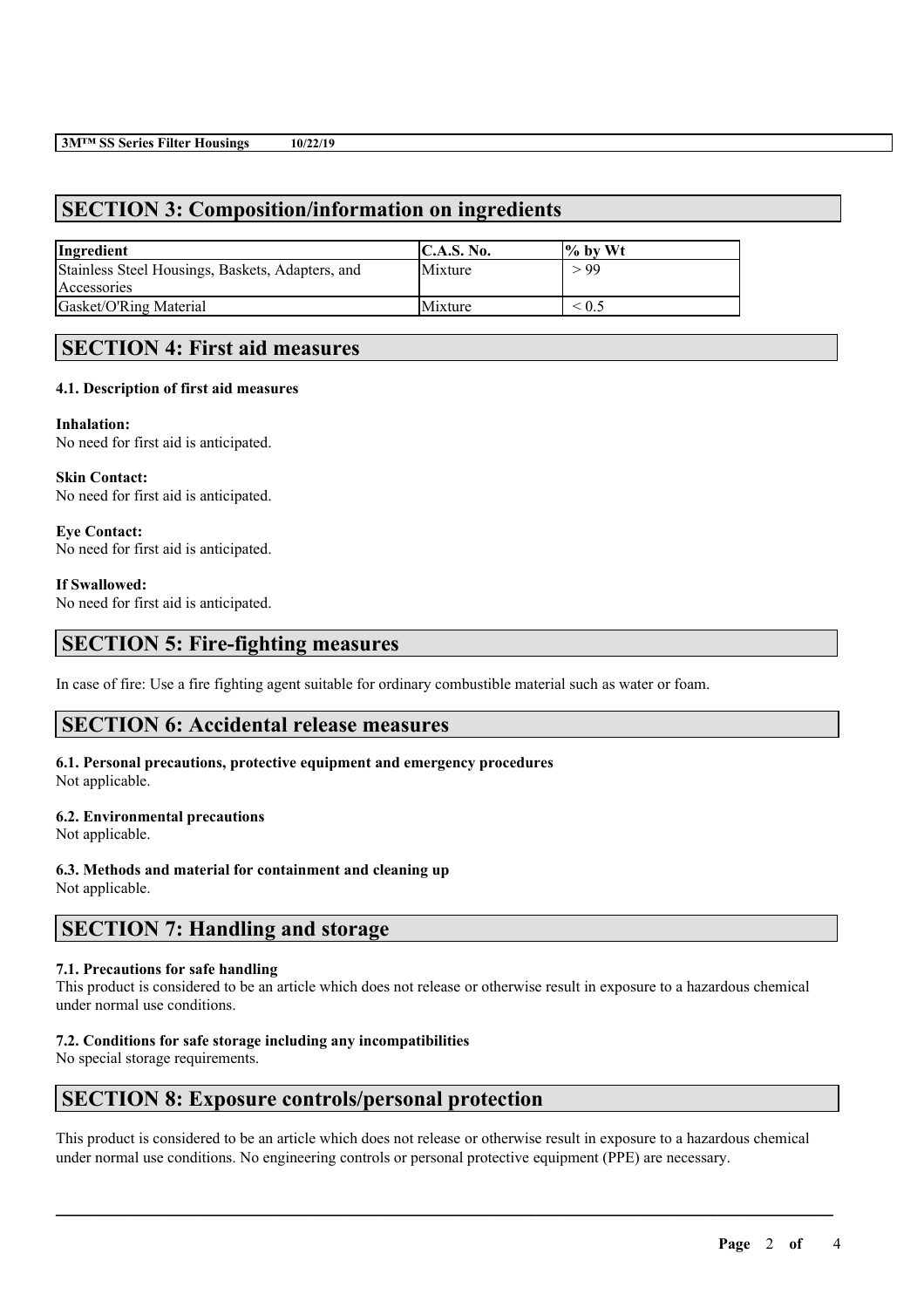## SECTION 3: Composition/information on ingredients

| Ingredient | C.A.S. No. | % by Wt |
| --- | --- | --- |
| Stainless Steel Housings, Baskets, Adapters, and Accessories | Mixture | > 99 |
| Gasket/O'Ring Material | Mixture | < 0.5 |

## SECTION 4: First aid measures

### 4.1. Description of first aid measures

**Inhalation:**
No need for first aid is anticipated.

**Skin Contact:**
No need for first aid is anticipated.

**Eye Contact:**
No need for first aid is anticipated.

**If Swallowed:**
No need for first aid is anticipated.

## SECTION 5: Fire-fighting measures

In case of fire: Use a fire fighting agent suitable for ordinary combustible material such as water or foam.

## SECTION 6: Accidental release measures

### 6.1. Personal precautions, protective equipment and emergency procedures
Not applicable.

### 6.2. Environmental precautions
Not applicable.

### 6.3. Methods and material for containment and cleaning up
Not applicable.

## SECTION 7: Handling and storage

### 7.1. Precautions for safe handling
This product is considered to be an article which does not release or otherwise result in exposure to a hazardous chemical under normal use conditions.

### 7.2. Conditions for safe storage including any incompatibilities
No special storage requirements.

## SECTION 8: Exposure controls/personal protection

This product is considered to be an article which does not release or otherwise result in exposure to a hazardous chemical under normal use conditions. No engineering controls or personal protective equipment (PPE) are necessary.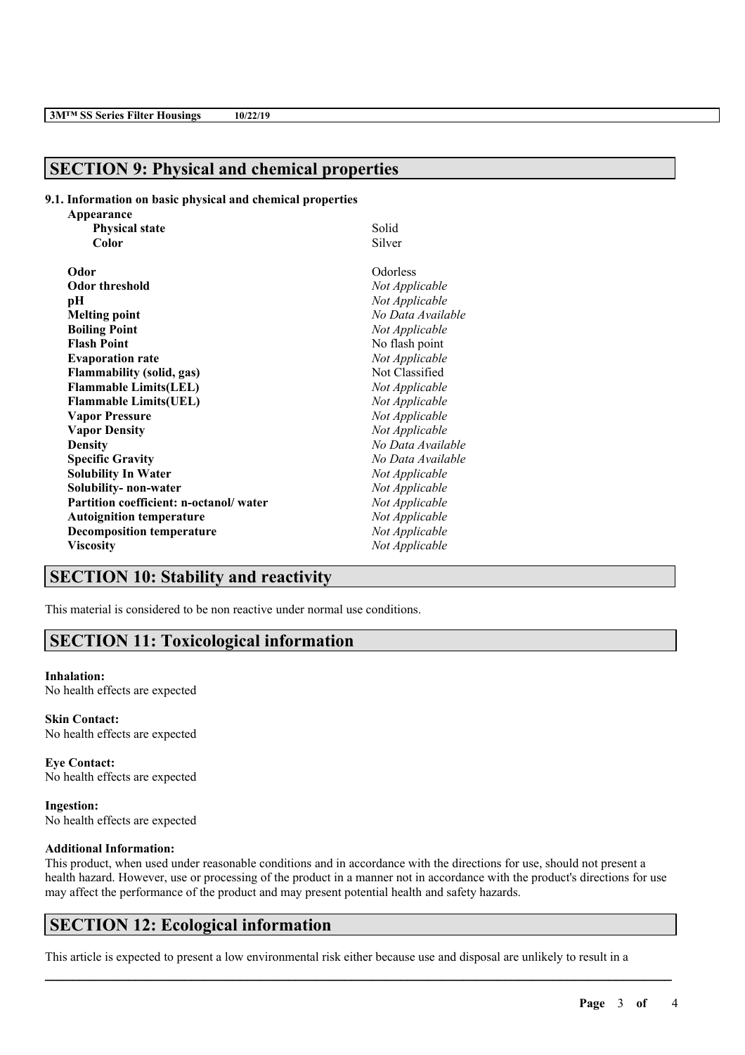## SECTION 9: Physical and chemical properties

### 9.1. Information on basic physical and chemical properties

| Property | Value |
| --- | --- |
| **Appearance** | |
| **Physical state** | Solid |
| **Color** | Silver |
| **Odor** | Odorless |
| **Odor threshold** | *Not Applicable* |
| **pH** | *Not Applicable* |
| **Melting point** | *No Data Available* |
| **Boiling Point** | *Not Applicable* |
| **Flash Point** | No flash point |
| **Evaporation rate** | *Not Applicable* |
| **Flammability (solid, gas)** | Not Classified |
| **Flammable Limits(LEL)** | *Not Applicable* |
| **Flammable Limits(UEL)** | *Not Applicable* |
| **Vapor Pressure** | *Not Applicable* |
| **Vapor Density** | *Not Applicable* |
| **Density** | *No Data Available* |
| **Specific Gravity** | *No Data Available* |
| **Solubility In Water** | *Not Applicable* |
| **Solubility- non-water** | *Not Applicable* |
| **Partition coefficient: n-octanol/ water** | *Not Applicable* |
| **Autoignition temperature** | *Not Applicable* |
| **Decomposition temperature** | *Not Applicable* |
| **Viscosity** | *Not Applicable* |

## SECTION 10: Stability and reactivity

This material is considered to be non reactive under normal use conditions.

## SECTION 11: Toxicological information

**Inhalation:**
No health effects are expected

**Skin Contact:**
No health effects are expected

**Eye Contact:**
No health effects are expected

**Ingestion:**
No health effects are expected

**Additional Information:**
This product, when used under reasonable conditions and in accordance with the directions for use, should not present a health hazard. However, use or processing of the product in a manner not in accordance with the product's directions for use may affect the performance of the product and may present potential health and safety hazards.

## SECTION 12: Ecological information

This article is expected to present a low environmental risk either because use and disposal are unlikely to result in a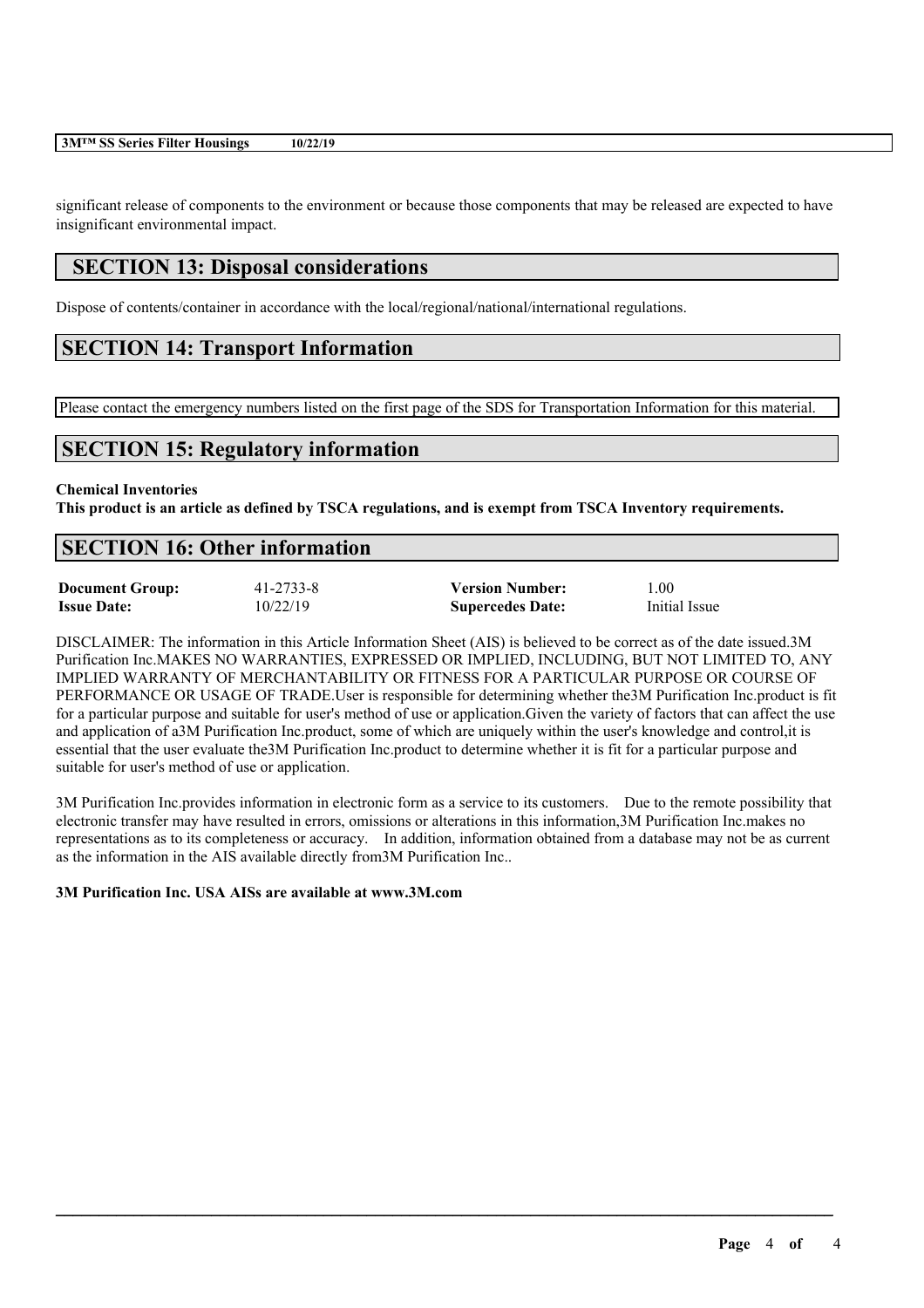significant release of components to the environment or because those components that may be released are expected to have insignificant environmental impact.

## SECTION 13: Disposal considerations

Dispose of contents/container in accordance with the local/regional/national/international regulations.

## SECTION 14: Transport Information

Please contact the emergency numbers listed on the first page of the SDS for Transportation Information for this material.

## SECTION 15: Regulatory information

**Chemical Inventories**

**This product is an article as defined by TSCA regulations, and is exempt from TSCA Inventory requirements.**

## SECTION 16: Other information

| | | | |
|---|---|---|---|
| **Document Group:** | 41-2733-8 | **Version Number:** | 1.00 |
| **Issue Date:** | 10/22/19 | **Supercedes Date:** | Initial Issue |

DISCLAIMER: The information in this Article Information Sheet (AIS) is believed to be correct as of the date issued.3M Purification Inc.MAKES NO WARRANTIES, EXPRESSED OR IMPLIED, INCLUDING, BUT NOT LIMITED TO, ANY IMPLIED WARRANTY OF MERCHANTABILITY OR FITNESS FOR A PARTICULAR PURPOSE OR COURSE OF PERFORMANCE OR USAGE OF TRADE.User is responsible for determining whether the3M Purification Inc.product is fit for a particular purpose and suitable for user's method of use or application.Given the variety of factors that can affect the use and application of a3M Purification Inc.product, some of which are uniquely within the user's knowledge and control,it is essential that the user evaluate the3M Purification Inc.product to determine whether it is fit for a particular purpose and suitable for user's method of use or application.

3M Purification Inc.provides information in electronic form as a service to its customers. Due to the remote possibility that electronic transfer may have resulted in errors, omissions or alterations in this information,3M Purification Inc.makes no representations as to its completeness or accuracy. In addition, information obtained from a database may not be as current as the information in the AIS available directly from3M Purification Inc..

**3M Purification Inc. USA AISs are available at www.3M.com**